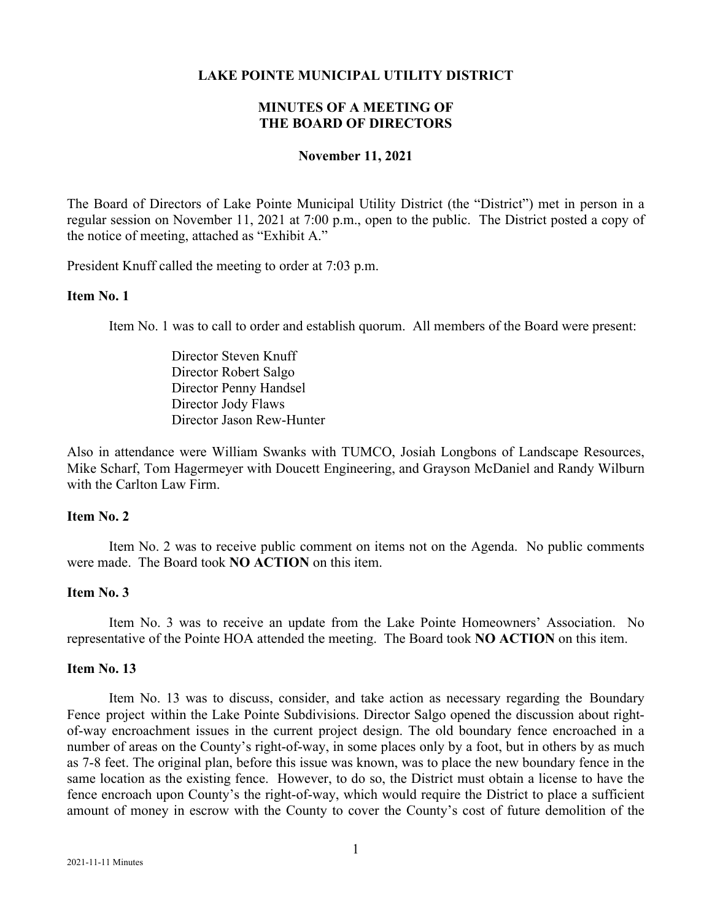**LAKE POINTE MUNICIPAL UTILITY DISTRICT**

**MINUTES OF A MEETING OF THE BOARD OF DIRECTORS**

**November 11, 2021**

The Board of Directors of Lake Pointe Municipal Utility District (the "District") met in person in a regular session on November 11, 2021 at 7:00 p.m., open to the public. The District posted a copy of the notice of meeting, attached as "Exhibit A."

President Knuff called the meeting to order at 7:03 p.m.

**Item No. 1**

Item No. 1 was to call to order and establish quorum. All members of the Board were present:

Director Steven Knuff
Director Robert Salgo
Director Penny Handsel
Director Jody Flaws
Director Jason Rew-Hunter

Also in attendance were William Swanks with TUMCO, Josiah Longbons of Landscape Resources, Mike Scharf, Tom Hagermeyer with Doucett Engineering, and Grayson McDaniel and Randy Wilburn with the Carlton Law Firm.

**Item No. 2**

Item No. 2 was to receive public comment on items not on the Agenda. No public comments were made. The Board took **NO ACTION** on this item.

**Item No. 3**

Item No. 3 was to receive an update from the Lake Pointe Homeowners' Association. No representative of the Pointe HOA attended the meeting. The Board took **NO ACTION** on this item.

**Item No. 13**

Item No. 13 was to discuss, consider, and take action as necessary regarding the Boundary Fence project within the Lake Pointe Subdivisions. Director Salgo opened the discussion about right-of-way encroachment issues in the current project design. The old boundary fence encroached in a number of areas on the County's right-of-way, in some places only by a foot, but in others by as much as 7-8 feet. The original plan, before this issue was known, was to place the new boundary fence in the same location as the existing fence. However, to do so, the District must obtain a license to have the fence encroach upon County's the right-of-way, which would require the District to place a sufficient amount of money in escrow with the County to cover the County's cost of future demolition of the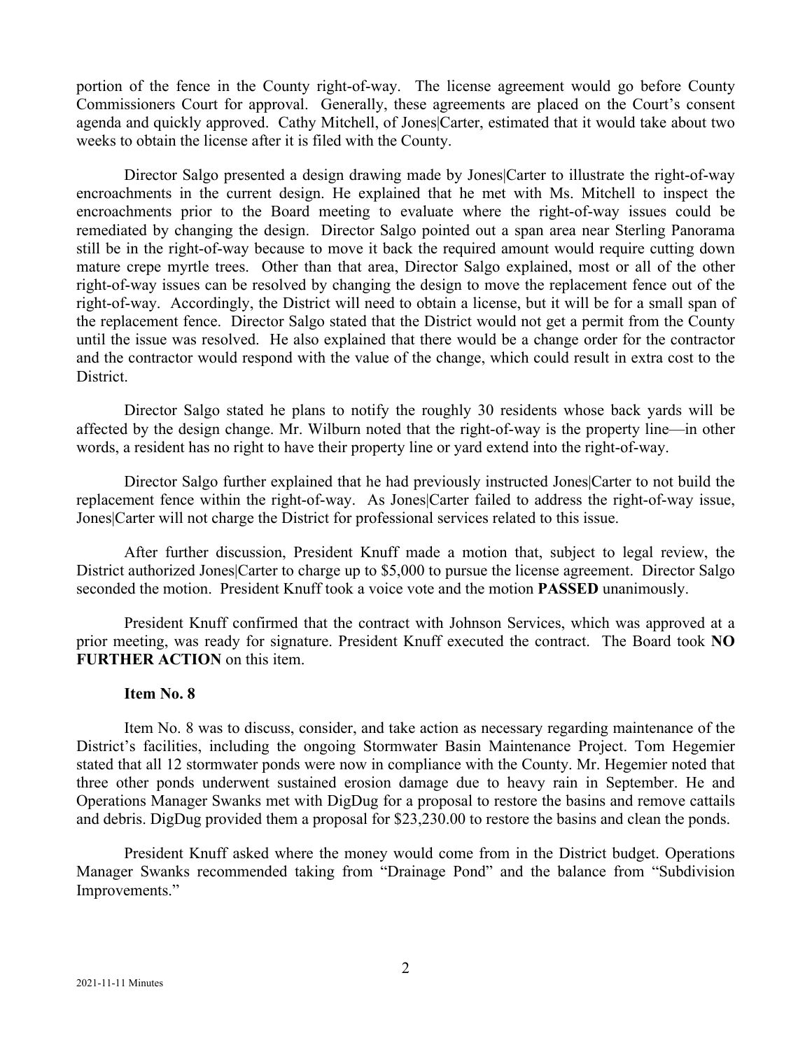portion of the fence in the County right-of-way. The license agreement would go before County Commissioners Court for approval. Generally, these agreements are placed on the Court's consent agenda and quickly approved. Cathy Mitchell, of Jones|Carter, estimated that it would take about two weeks to obtain the license after it is filed with the County.

Director Salgo presented a design drawing made by Jones|Carter to illustrate the right-of-way encroachments in the current design. He explained that he met with Ms. Mitchell to inspect the encroachments prior to the Board meeting to evaluate where the right-of-way issues could be remediated by changing the design. Director Salgo pointed out a span area near Sterling Panorama still be in the right-of-way because to move it back the required amount would require cutting down mature crepe myrtle trees. Other than that area, Director Salgo explained, most or all of the other right-of-way issues can be resolved by changing the design to move the replacement fence out of the right-of-way. Accordingly, the District will need to obtain a license, but it will be for a small span of the replacement fence. Director Salgo stated that the District would not get a permit from the County until the issue was resolved. He also explained that there would be a change order for the contractor and the contractor would respond with the value of the change, which could result in extra cost to the District.

Director Salgo stated he plans to notify the roughly 30 residents whose back yards will be affected by the design change. Mr. Wilburn noted that the right-of-way is the property line—in other words, a resident has no right to have their property line or yard extend into the right-of-way.

Director Salgo further explained that he had previously instructed Jones|Carter to not build the replacement fence within the right-of-way. As Jones|Carter failed to address the right-of-way issue, Jones|Carter will not charge the District for professional services related to this issue.

After further discussion, President Knuff made a motion that, subject to legal review, the District authorized Jones|Carter to charge up to $5,000 to pursue the license agreement. Director Salgo seconded the motion. President Knuff took a voice vote and the motion **PASSED** unanimously.

President Knuff confirmed that the contract with Johnson Services, which was approved at a prior meeting, was ready for signature. President Knuff executed the contract. The Board took **NO FURTHER ACTION** on this item.

**Item No. 8**

Item No. 8 was to discuss, consider, and take action as necessary regarding maintenance of the District's facilities, including the ongoing Stormwater Basin Maintenance Project. Tom Hegemier stated that all 12 stormwater ponds were now in compliance with the County. Mr. Hegemier noted that three other ponds underwent sustained erosion damage due to heavy rain in September. He and Operations Manager Swanks met with DigDug for a proposal to restore the basins and remove cattails and debris. DigDug provided them a proposal for $23,230.00 to restore the basins and clean the ponds.

President Knuff asked where the money would come from in the District budget. Operations Manager Swanks recommended taking from "Drainage Pond" and the balance from "Subdivision Improvements."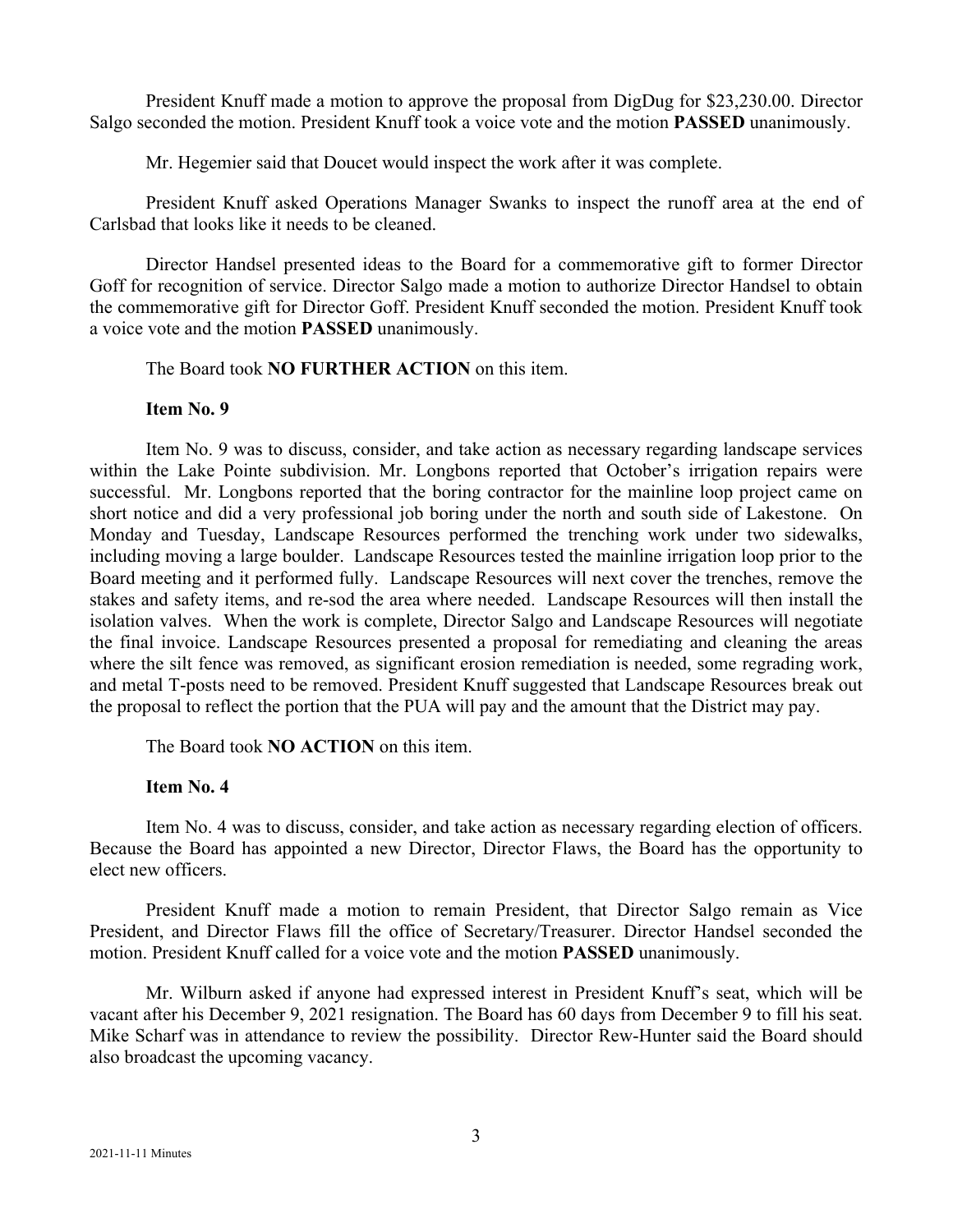President Knuff made a motion to approve the proposal from DigDug for $23,230.00. Director Salgo seconded the motion. President Knuff took a voice vote and the motion **PASSED** unanimously.

Mr. Hegemier said that Doucet would inspect the work after it was complete.

President Knuff asked Operations Manager Swanks to inspect the runoff area at the end of Carlsbad that looks like it needs to be cleaned.

Director Handsel presented ideas to the Board for a commemorative gift to former Director Goff for recognition of service. Director Salgo made a motion to authorize Director Handsel to obtain the commemorative gift for Director Goff. President Knuff seconded the motion. President Knuff took a voice vote and the motion **PASSED** unanimously.

The Board took **NO FURTHER ACTION** on this item.

**Item No. 9**

Item No. 9 was to discuss, consider, and take action as necessary regarding landscape services within the Lake Pointe subdivision. Mr. Longbons reported that October's irrigation repairs were successful. Mr. Longbons reported that the boring contractor for the mainline loop project came on short notice and did a very professional job boring under the north and south side of Lakestone. On Monday and Tuesday, Landscape Resources performed the trenching work under two sidewalks, including moving a large boulder. Landscape Resources tested the mainline irrigation loop prior to the Board meeting and it performed fully. Landscape Resources will next cover the trenches, remove the stakes and safety items, and re-sod the area where needed. Landscape Resources will then install the isolation valves. When the work is complete, Director Salgo and Landscape Resources will negotiate the final invoice. Landscape Resources presented a proposal for remediating and cleaning the areas where the silt fence was removed, as significant erosion remediation is needed, some regrading work, and metal T-posts need to be removed. President Knuff suggested that Landscape Resources break out the proposal to reflect the portion that the PUA will pay and the amount that the District may pay.

The Board took **NO ACTION** on this item.

**Item No. 4**

Item No. 4 was to discuss, consider, and take action as necessary regarding election of officers. Because the Board has appointed a new Director, Director Flaws, the Board has the opportunity to elect new officers.

President Knuff made a motion to remain President, that Director Salgo remain as Vice President, and Director Flaws fill the office of Secretary/Treasurer. Director Handsel seconded the motion. President Knuff called for a voice vote and the motion **PASSED** unanimously.

Mr. Wilburn asked if anyone had expressed interest in President Knuff's seat, which will be vacant after his December 9, 2021 resignation. The Board has 60 days from December 9 to fill his seat. Mike Scharf was in attendance to review the possibility. Director Rew-Hunter said the Board should also broadcast the upcoming vacancy.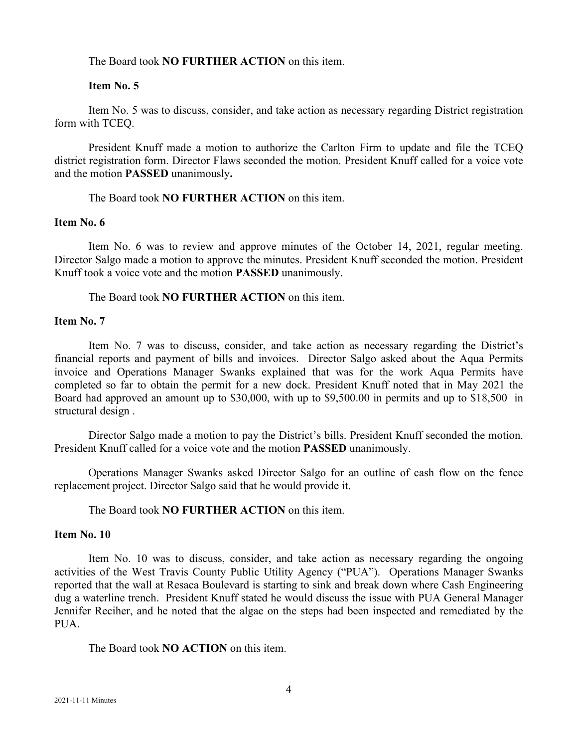The Board took **NO FURTHER ACTION** on this item.

**Item No. 5**

Item No. 5 was to discuss, consider, and take action as necessary regarding District registration form with TCEQ.

President Knuff made a motion to authorize the Carlton Firm to update and file the TCEQ district registration form. Director Flaws seconded the motion. President Knuff called for a voice vote and the motion **PASSED** unanimously**.**

The Board took **NO FURTHER ACTION** on this item.

**Item No. 6**

Item No. 6 was to review and approve minutes of the October 14, 2021, regular meeting. Director Salgo made a motion to approve the minutes. President Knuff seconded the motion. President Knuff took a voice vote and the motion **PASSED** unanimously.

The Board took **NO FURTHER ACTION** on this item.

**Item No. 7**

Item No. 7 was to discuss, consider, and take action as necessary regarding the District's financial reports and payment of bills and invoices. Director Salgo asked about the Aqua Permits invoice and Operations Manager Swanks explained that was for the work Aqua Permits have completed so far to obtain the permit for a new dock. President Knuff noted that in May 2021 the Board had approved an amount up to $30,000, with up to $9,500.00 in permits and up to $18,500 in structural design .

Director Salgo made a motion to pay the District's bills. President Knuff seconded the motion. President Knuff called for a voice vote and the motion **PASSED** unanimously.

Operations Manager Swanks asked Director Salgo for an outline of cash flow on the fence replacement project. Director Salgo said that he would provide it.

The Board took **NO FURTHER ACTION** on this item.

**Item No. 10**

Item No. 10 was to discuss, consider, and take action as necessary regarding the ongoing activities of the West Travis County Public Utility Agency ("PUA"). Operations Manager Swanks reported that the wall at Resaca Boulevard is starting to sink and break down where Cash Engineering dug a waterline trench. President Knuff stated he would discuss the issue with PUA General Manager Jennifer Reciher, and he noted that the algae on the steps had been inspected and remediated by the PUA.

The Board took **NO ACTION** on this item.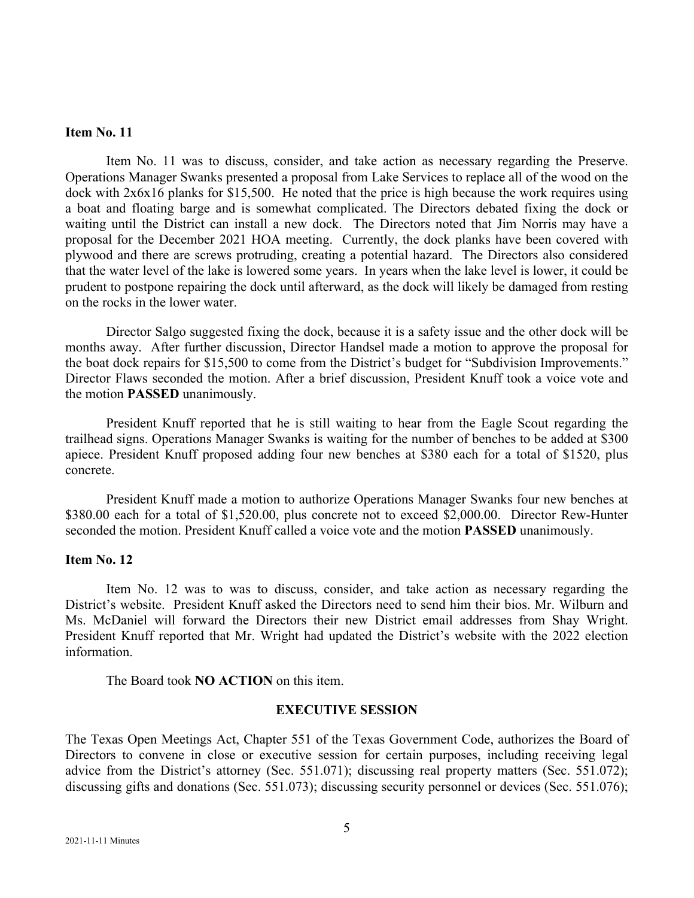**Item No. 11**

Item No. 11 was to discuss, consider, and take action as necessary regarding the Preserve. Operations Manager Swanks presented a proposal from Lake Services to replace all of the wood on the dock with 2x6x16 planks for $15,500. He noted that the price is high because the work requires using a boat and floating barge and is somewhat complicated. The Directors debated fixing the dock or waiting until the District can install a new dock. The Directors noted that Jim Norris may have a proposal for the December 2021 HOA meeting. Currently, the dock planks have been covered with plywood and there are screws protruding, creating a potential hazard. The Directors also considered that the water level of the lake is lowered some years. In years when the lake level is lower, it could be prudent to postpone repairing the dock until afterward, as the dock will likely be damaged from resting on the rocks in the lower water.

Director Salgo suggested fixing the dock, because it is a safety issue and the other dock will be months away. After further discussion, Director Handsel made a motion to approve the proposal for the boat dock repairs for $15,500 to come from the District's budget for "Subdivision Improvements." Director Flaws seconded the motion. After a brief discussion, President Knuff took a voice vote and the motion **PASSED** unanimously.

President Knuff reported that he is still waiting to hear from the Eagle Scout regarding the trailhead signs. Operations Manager Swanks is waiting for the number of benches to be added at $300 apiece. President Knuff proposed adding four new benches at $380 each for a total of $1520, plus concrete.

President Knuff made a motion to authorize Operations Manager Swanks four new benches at $380.00 each for a total of $1,520.00, plus concrete not to exceed $2,000.00. Director Rew-Hunter seconded the motion. President Knuff called a voice vote and the motion **PASSED** unanimously.

**Item No. 12**

Item No. 12 was to was to discuss, consider, and take action as necessary regarding the District's website. President Knuff asked the Directors need to send him their bios. Mr. Wilburn and Ms. McDaniel will forward the Directors their new District email addresses from Shay Wright. President Knuff reported that Mr. Wright had updated the District's website with the 2022 election information.

The Board took **NO ACTION** on this item.

**EXECUTIVE SESSION**

The Texas Open Meetings Act, Chapter 551 of the Texas Government Code, authorizes the Board of Directors to convene in close or executive session for certain purposes, including receiving legal advice from the District's attorney (Sec. 551.071); discussing real property matters (Sec. 551.072); discussing gifts and donations (Sec. 551.073); discussing security personnel or devices (Sec. 551.076);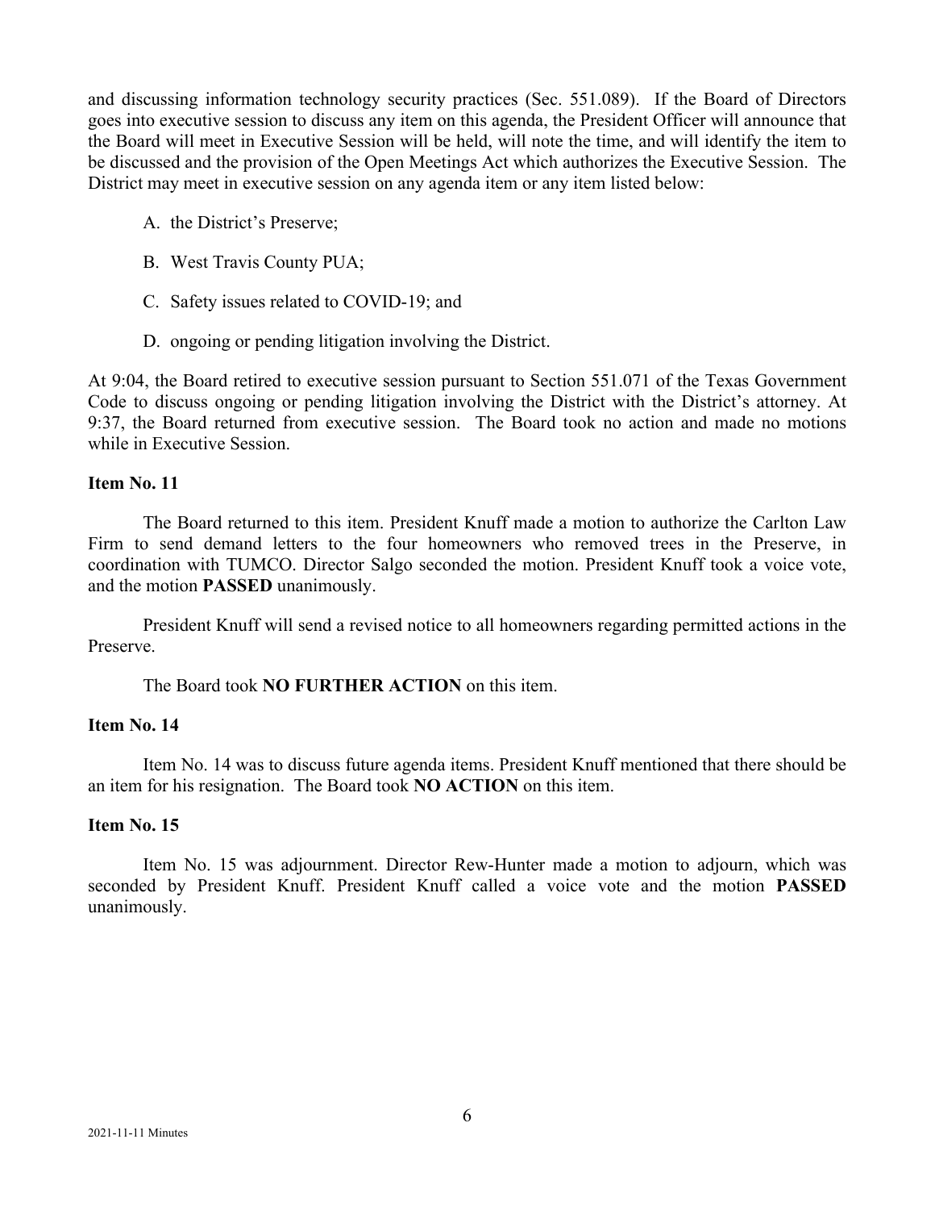and discussing information technology security practices (Sec. 551.089). If the Board of Directors goes into executive session to discuss any item on this agenda, the President Officer will announce that the Board will meet in Executive Session will be held, will note the time, and will identify the item to be discussed and the provision of the Open Meetings Act which authorizes the Executive Session. The District may meet in executive session on any agenda item or any item listed below:

A. the District's Preserve;

B. West Travis County PUA;

C. Safety issues related to COVID-19; and

D. ongoing or pending litigation involving the District.

At 9:04, the Board retired to executive session pursuant to Section 551.071 of the Texas Government Code to discuss ongoing or pending litigation involving the District with the District's attorney. At 9:37, the Board returned from executive session. The Board took no action and made no motions while in Executive Session.

**Item No. 11**

The Board returned to this item. President Knuff made a motion to authorize the Carlton Law Firm to send demand letters to the four homeowners who removed trees in the Preserve, in coordination with TUMCO. Director Salgo seconded the motion. President Knuff took a voice vote, and the motion **PASSED** unanimously.

President Knuff will send a revised notice to all homeowners regarding permitted actions in the Preserve.

The Board took **NO FURTHER ACTION** on this item.

**Item No. 14**

Item No. 14 was to discuss future agenda items. President Knuff mentioned that there should be an item for his resignation. The Board took **NO ACTION** on this item.

**Item No. 15**

Item No. 15 was adjournment. Director Rew-Hunter made a motion to adjourn, which was seconded by President Knuff. President Knuff called a voice vote and the motion **PASSED** unanimously.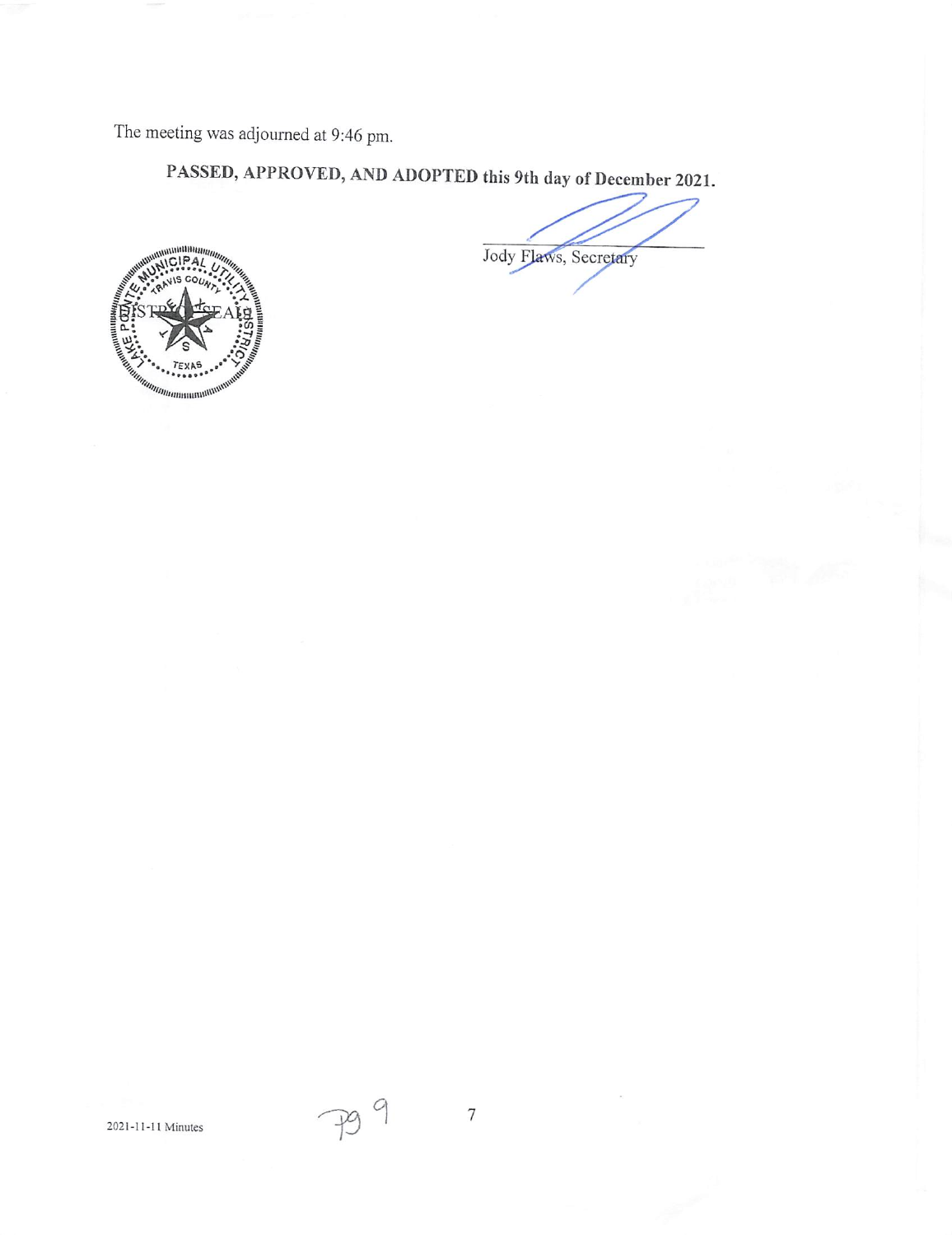The meeting was adjourned at 9:46 pm.

**PASSED, APPROVED, AND ADOPTED this 9th day of December 2021.**

Jody Flaws, Secretary

LAKE POINTE MUNICIPAL UTILITY DISTRICT
TRAVIS COUNTY
DISTRICT SEAL
TEXAS

2021-11-11 Minutes